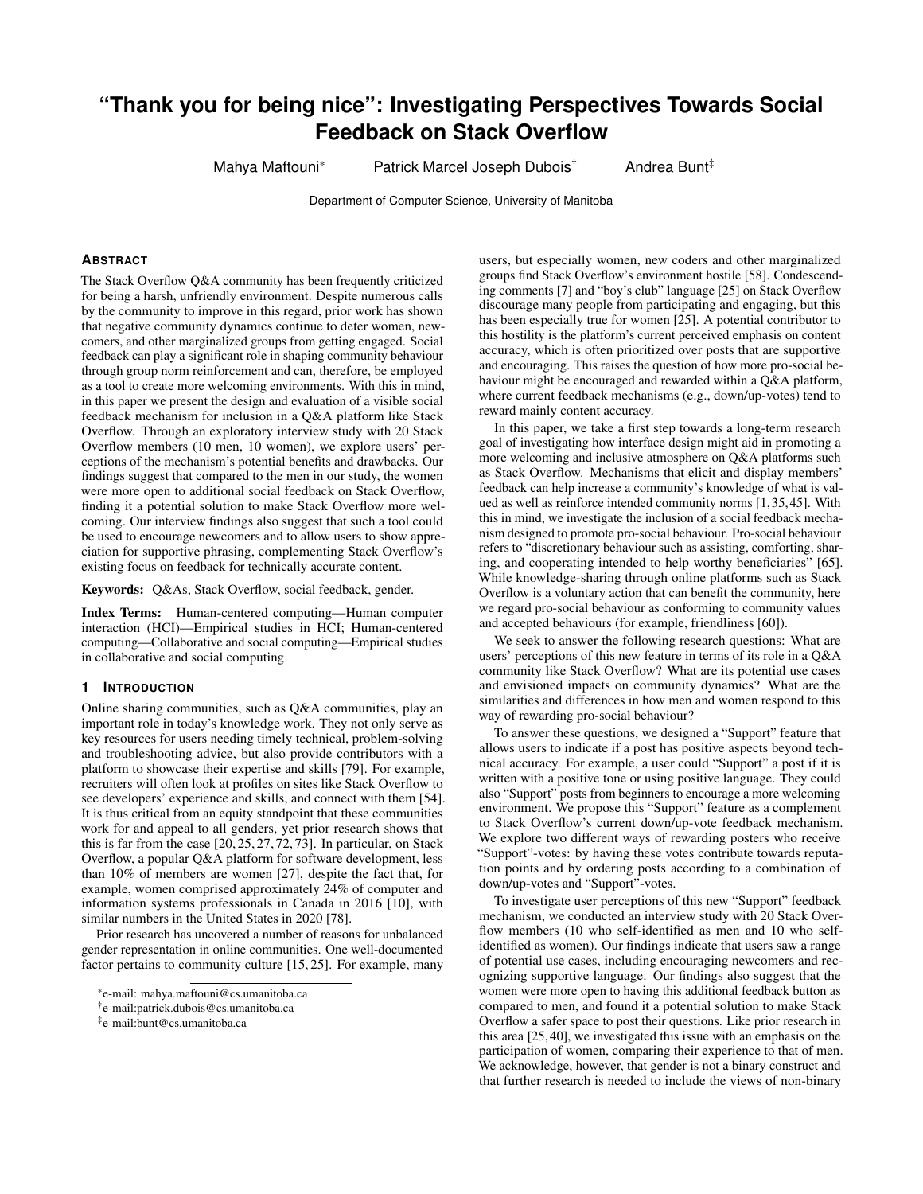# "Thank you for being nice": Investigating Perspectives Towards Social Feedback on Stack Overflow

Mahya Maftouni* Patrick Marcel Joseph Dubois† Andrea Bunt‡

Department of Computer Science, University of Manitoba

## Abstract

The Stack Overflow Q&A community has been frequently criticized for being a harsh, unfriendly environment. Despite numerous calls by the community to improve in this regard, prior work has shown that negative community dynamics continue to deter women, newcomers, and other marginalized groups from getting engaged. Social feedback can play a significant role in shaping community behaviour through group norm reinforcement and can, therefore, be employed as a tool to create more welcoming environments. With this in mind, in this paper we present the design and evaluation of a visible social feedback mechanism for inclusion in a Q&A platform like Stack Overflow. Through an exploratory interview study with 20 Stack Overflow members (10 men, 10 women), we explore users' perceptions of the mechanism's potential benefits and drawbacks. Our findings suggest that compared to the men in our study, the women were more open to additional social feedback on Stack Overflow, finding it a potential solution to make Stack Overflow more welcoming. Our interview findings also suggest that such a tool could be used to encourage newcomers and to allow users to show appreciation for supportive phrasing, complementing Stack Overflow's existing focus on feedback for technically accurate content.

**Keywords:** Q&As, Stack Overflow, social feedback, gender.

**Index Terms:** Human-centered computing—Human computer interaction (HCI)—Empirical studies in HCI; Human-centered computing—Collaborative and social computing—Empirical studies in collaborative and social computing

## 1 Introduction

Online sharing communities, such as Q&A communities, play an important role in today's knowledge work. They not only serve as key resources for users needing timely technical, problem-solving and troubleshooting advice, but also provide contributors with a platform to showcase their expertise and skills [79]. For example, recruiters will often look at profiles on sites like Stack Overflow to see developers' experience and skills, and connect with them [54]. It is thus critical from an equity standpoint that these communities work for and appeal to all genders, yet prior research shows that this is far from the case [20, 25, 27, 72, 73]. In particular, on Stack Overflow, a popular Q&A platform for software development, less than 10% of members are women [27], despite the fact that, for example, women comprised approximately 24% of computer and information systems professionals in Canada in 2016 [10], with similar numbers in the United States in 2020 [78].

Prior research has uncovered a number of reasons for unbalanced gender representation in online communities. One well-documented factor pertains to community culture [15, 25]. For example, many users, but especially women, new coders and other marginalized groups find Stack Overflow's environment hostile [58]. Condescending comments [7] and "boy's club" language [25] on Stack Overflow discourage many people from participating and engaging, but this has been especially true for women [25]. A potential contributor to this hostility is the platform's current perceived emphasis on content accuracy, which is often prioritized over posts that are supportive and encouraging. This raises the question of how more pro-social behaviour might be encouraged and rewarded within a Q&A platform, where current feedback mechanisms (e.g., down/up-votes) tend to reward mainly content accuracy.

In this paper, we take a first step towards a long-term research goal of investigating how interface design might aid in promoting a more welcoming and inclusive atmosphere on Q&A platforms such as Stack Overflow. Mechanisms that elicit and display members' feedback can help increase a community's knowledge of what is valued as well as reinforce intended community norms [1, 35, 45]. With this in mind, we investigate the inclusion of a social feedback mechanism designed to promote pro-social behaviour. Pro-social behaviour refers to "discretionary behaviour such as assisting, comforting, sharing, and cooperating intended to help worthy beneficiaries" [65]. While knowledge-sharing through online platforms such as Stack Overflow is a voluntary action that can benefit the community, here we regard pro-social behaviour as conforming to community values and accepted behaviours (for example, friendliness [60]).

We seek to answer the following research questions: What are users' perceptions of this new feature in terms of its role in a Q&A community like Stack Overflow? What are its potential use cases and envisioned impacts on community dynamics? What are the similarities and differences in how men and women respond to this way of rewarding pro-social behaviour?

To answer these questions, we designed a "Support" feature that allows users to indicate if a post has positive aspects beyond technical accuracy. For example, a user could "Support" a post if it is written with a positive tone or using positive language. They could also "Support" posts from beginners to encourage a more welcoming environment. We propose this "Support" feature as a complement to Stack Overflow's current down/up-vote feedback mechanism. We explore two different ways of rewarding posters who receive "Support"-votes: by having these votes contribute towards reputation points and by ordering posts according to a combination of down/up-votes and "Support"-votes.

To investigate user perceptions of this new "Support" feedback mechanism, we conducted an interview study with 20 Stack Overflow members (10 who self-identified as men and 10 who self-identified as women). Our findings indicate that users saw a range of potential use cases, including encouraging newcomers and recognizing supportive language. Our findings also suggest that the women were more open to having this additional feedback button as compared to men, and found it a potential solution to make Stack Overflow a safer space to post their questions. Like prior research in this area [25, 40], we investigated this issue with an emphasis on the participation of women, comparing their experience to that of men. We acknowledge, however, that gender is not a binary construct and that further research is needed to include the views of non-binary

*e-mail: mahya.maftouni@cs.umanitoba.ca

†e-mail:patrick.dubois@cs.umanitoba.ca

‡e-mail:bunt@cs.umanitoba.ca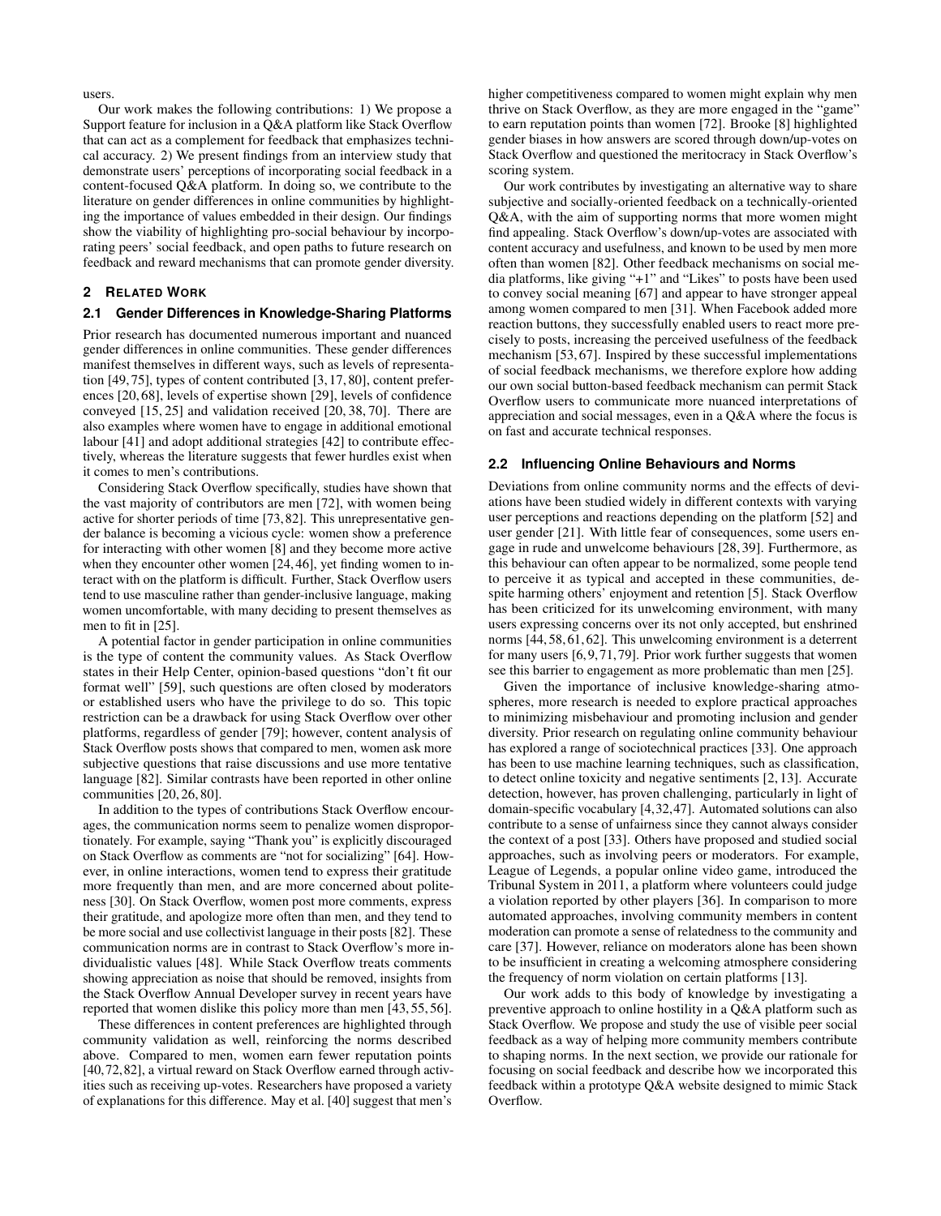users.

Our work makes the following contributions: 1) We propose a Support feature for inclusion in a Q&A platform like Stack Overflow that can act as a complement for feedback that emphasizes technical accuracy. 2) We present findings from an interview study that demonstrate users' perceptions of incorporating social feedback in a content-focused Q&A platform. In doing so, we contribute to the literature on gender differences in online communities by highlighting the importance of values embedded in their design. Our findings show the viability of highlighting pro-social behaviour by incorporating peers' social feedback, and open paths to future research on feedback and reward mechanisms that can promote gender diversity.

## 2 Related Work

### 2.1 Gender Differences in Knowledge-Sharing Platforms

Prior research has documented numerous important and nuanced gender differences in online communities. These gender differences manifest themselves in different ways, such as levels of representation [49, 75], types of content contributed [3, 17, 80], content preferences [20, 68], levels of expertise shown [29], levels of confidence conveyed [15, 25] and validation received [20, 38, 70]. There are also examples where women have to engage in additional emotional labour [41] and adopt additional strategies [42] to contribute effectively, whereas the literature suggests that fewer hurdles exist when it comes to men's contributions.

Considering Stack Overflow specifically, studies have shown that the vast majority of contributors are men [72], with women being active for shorter periods of time [73, 82]. This unrepresentative gender balance is becoming a vicious cycle: women show a preference for interacting with other women [8] and they become more active when they encounter other women [24, 46], yet finding women to interact with on the platform is difficult. Further, Stack Overflow users tend to use masculine rather than gender-inclusive language, making women uncomfortable, with many deciding to present themselves as men to fit in [25].

A potential factor in gender participation in online communities is the type of content the community values. As Stack Overflow states in their Help Center, opinion-based questions "don't fit our format well" [59], such questions are often closed by moderators or established users who have the privilege to do so. This topic restriction can be a drawback for using Stack Overflow over other platforms, regardless of gender [79]; however, content analysis of Stack Overflow posts shows that compared to men, women ask more subjective questions that raise discussions and use more tentative language [82]. Similar contrasts have been reported in other online communities [20, 26, 80].

In addition to the types of contributions Stack Overflow encourages, the communication norms seem to penalize women disproportionately. For example, saying "Thank you" is explicitly discouraged on Stack Overflow as comments are "not for socializing" [64]. However, in online interactions, women tend to express their gratitude more frequently than men, and are more concerned about politeness [30]. On Stack Overflow, women post more comments, express their gratitude, and apologize more often than men, and they tend to be more social and use collectivist language in their posts [82]. These communication norms are in contrast to Stack Overflow's more individualistic values [48]. While Stack Overflow treats comments showing appreciation as noise that should be removed, insights from the Stack Overflow Annual Developer survey in recent years have reported that women dislike this policy more than men [43, 55, 56].

These differences in content preferences are highlighted through community validation as well, reinforcing the norms described above. Compared to men, women earn fewer reputation points [40, 72, 82], a virtual reward on Stack Overflow earned through activities such as receiving up-votes. Researchers have proposed a variety of explanations for this difference. May et al. [40] suggest that men's higher competitiveness compared to women might explain why men thrive on Stack Overflow, as they are more engaged in the "game" to earn reputation points than women [72]. Brooke [8] highlighted gender biases in how answers are scored through down/up-votes on Stack Overflow and questioned the meritocracy in Stack Overflow's scoring system.

Our work contributes by investigating an alternative way to share subjective and socially-oriented feedback on a technically-oriented Q&A, with the aim of supporting norms that more women might find appealing. Stack Overflow's down/up-votes are associated with content accuracy and usefulness, and known to be used by men more often than women [82]. Other feedback mechanisms on social media platforms, like giving "+1" and "Likes" to posts have been used to convey social meaning [67] and appear to have stronger appeal among women compared to men [31]. When Facebook added more reaction buttons, they successfully enabled users to react more precisely to posts, increasing the perceived usefulness of the feedback mechanism [53, 67]. Inspired by these successful implementations of social feedback mechanisms, we therefore explore how adding our own social button-based feedback mechanism can permit Stack Overflow users to communicate more nuanced interpretations of appreciation and social messages, even in a Q&A where the focus is on fast and accurate technical responses.

### 2.2 Influencing Online Behaviours and Norms

Deviations from online community norms and the effects of deviations have been studied widely in different contexts with varying user perceptions and reactions depending on the platform [52] and user gender [21]. With little fear of consequences, some users engage in rude and unwelcome behaviours [28, 39]. Furthermore, as this behaviour can often appear to be normalized, some people tend to perceive it as typical and accepted in these communities, despite harming others' enjoyment and retention [5]. Stack Overflow has been criticized for its unwelcoming environment, with many users expressing concerns over its not only accepted, but enshrined norms [44, 58, 61, 62]. This unwelcoming environment is a deterrent for many users [6, 9, 71, 79]. Prior work further suggests that women see this barrier to engagement as more problematic than men [25].

Given the importance of inclusive knowledge-sharing atmospheres, more research is needed to explore practical approaches to minimizing misbehaviour and promoting inclusion and gender diversity. Prior research on regulating online community behaviour has explored a range of sociotechnical practices [33]. One approach has been to use machine learning techniques, such as classification, to detect online toxicity and negative sentiments [2, 13]. Accurate detection, however, has proven challenging, particularly in light of domain-specific vocabulary [4, 32, 47]. Automated solutions can also contribute to a sense of unfairness since they cannot always consider the context of a post [33]. Others have proposed and studied social approaches, such as involving peers or moderators. For example, League of Legends, a popular online video game, introduced the Tribunal System in 2011, a platform where volunteers could judge a violation reported by other players [36]. In comparison to more automated approaches, involving community members in content moderation can promote a sense of relatedness to the community and care [37]. However, reliance on moderators alone has been shown to be insufficient in creating a welcoming atmosphere considering the frequency of norm violation on certain platforms [13].

Our work adds to this body of knowledge by investigating a preventive approach to online hostility in a Q&A platform such as Stack Overflow. We propose and study the use of visible peer social feedback as a way of helping more community members contribute to shaping norms. In the next section, we provide our rationale for focusing on social feedback and describe how we incorporated this feedback within a prototype Q&A website designed to mimic Stack Overflow.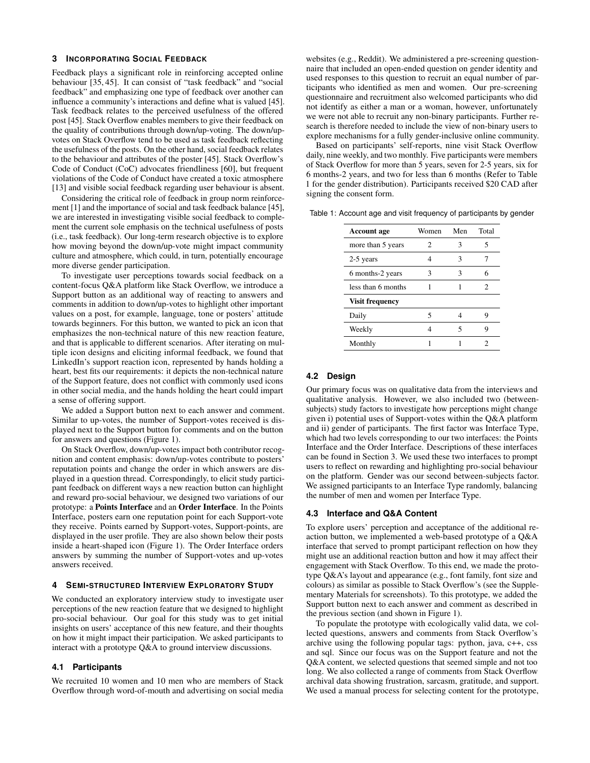## 3 Incorporating Social Feedback

Feedback plays a significant role in reinforcing accepted online behaviour [35, 45]. It can consist of "task feedback" and "social feedback" and emphasizing one type of feedback over another can influence a community's interactions and define what is valued [45]. Task feedback relates to the perceived usefulness of the offered post [45]. Stack Overflow enables members to give their feedback on the quality of contributions through down/up-voting. The down/up-votes on Stack Overflow tend to be used as task feedback reflecting the usefulness of the posts. On the other hand, social feedback relates to the behaviour and attributes of the poster [45]. Stack Overflow's Code of Conduct (CoC) advocates friendliness [60], but frequent violations of the Code of Conduct have created a toxic atmosphere [13] and visible social feedback regarding user behaviour is absent.

Considering the critical role of feedback in group norm reinforcement [1] and the importance of social and task feedback balance [45], we are interested in investigating visible social feedback to complement the current sole emphasis on the technical usefulness of posts (i.e., task feedback). Our long-term research objective is to explore how moving beyond the down/up-vote might impact community culture and atmosphere, which could, in turn, potentially encourage more diverse gender participation.

To investigate user perceptions towards social feedback on a content-focus Q&A platform like Stack Overflow, we introduce a Support button as an additional way of reacting to answers and comments in addition to down/up-votes to highlight other important values on a post, for example, language, tone or posters' attitude towards beginners. For this button, we wanted to pick an icon that emphasizes the non-technical nature of this new reaction feature, and that is applicable to different scenarios. After iterating on multiple icon designs and eliciting informal feedback, we found that LinkedIn's support reaction icon, represented by hands holding a heart, best fits our requirements: it depicts the non-technical nature of the Support feature, does not conflict with commonly used icons in other social media, and the hands holding the heart could impart a sense of offering support.

We added a Support button next to each answer and comment. Similar to up-votes, the number of Support-votes received is displayed next to the Support button for comments and on the button for answers and questions (Figure 1).

On Stack Overflow, down/up-votes impact both contributor recognition and content emphasis: down/up-votes contribute to posters' reputation points and change the order in which answers are displayed in a question thread. Correspondingly, to elicit study participant feedback on different ways a new reaction button can highlight and reward pro-social behaviour, we designed two variations of our prototype: a **Points Interface** and an **Order Interface**. In the Points Interface, posters earn one reputation point for each Support-vote they receive. Points earned by Support-votes, Support-points, are displayed in the user profile. They are also shown below their posts inside a heart-shaped icon (Figure 1). The Order Interface orders answers by summing the number of Support-votes and up-votes answers received.

## 4 Semi-structured Interview Exploratory Study

We conducted an exploratory interview study to investigate user perceptions of the new reaction feature that we designed to highlight pro-social behaviour. Our goal for this study was to get initial insights on users' acceptance of this new feature, and their thoughts on how it might impact their participation. We asked participants to interact with a prototype Q&A to ground interview discussions.

### 4.1 Participants

We recruited 10 women and 10 men who are members of Stack Overflow through word-of-mouth and advertising on social media websites (e.g., Reddit). We administered a pre-screening questionnaire that included an open-ended question on gender identity and used responses to this question to recruit an equal number of participants who identified as men and women. Our pre-screening questionnaire and recruitment also welcomed participants who did not identify as either a man or a woman, however, unfortunately we were not able to recruit any non-binary participants. Further research is therefore needed to include the view of non-binary users to explore mechanisms for a fully gender-inclusive online community.

Based on participants' self-reports, nine visit Stack Overflow daily, nine weekly, and two monthly. Five participants were members of Stack Overflow for more than 5 years, seven for 2-5 years, six for 6 months-2 years, and two for less than 6 months (Refer to Table 1 for the gender distribution). Participants received $20 CAD after signing the consent form.

Table 1: Account age and visit frequency of participants by gender

| **Account age** | Women | Men | Total |
|---|---|---|---|
| more than 5 years | 2 | 3 | 5 |
| 2-5 years | 4 | 3 | 7 |
| 6 months-2 years | 3 | 3 | 6 |
| less than 6 months | 1 | 1 | 2 |
| **Visit frequency** | | | |
| Daily | 5 | 4 | 9 |
| Weekly | 4 | 5 | 9 |
| Monthly | 1 | 1 | 2 |

### 4.2 Design

Our primary focus was on qualitative data from the interviews and qualitative analysis. However, we also included two (between-subjects) study factors to investigate how perceptions might change given i) potential uses of Support-votes within the Q&A platform and ii) gender of participants. The first factor was Interface Type, which had two levels corresponding to our two interfaces: the Points Interface and the Order Interface. Descriptions of these interfaces can be found in Section 3. We used these two interfaces to prompt users to reflect on rewarding and highlighting pro-social behaviour on the platform. Gender was our second between-subjects factor. We assigned participants to an Interface Type randomly, balancing the number of men and women per Interface Type.

### 4.3 Interface and Q&A Content

To explore users' perception and acceptance of the additional reaction button, we implemented a web-based prototype of a Q&A interface that served to prompt participant reflection on how they might use an additional reaction button and how it may affect their engagement with Stack Overflow. To this end, we made the prototype Q&A's layout and appearance (e.g., font family, font size and colours) as similar as possible to Stack Overflow's (see the Supplementary Materials for screenshots). To this prototype, we added the Support button next to each answer and comment as described in the previous section (and shown in Figure 1).

To populate the prototype with ecologically valid data, we collected questions, answers and comments from Stack Overflow's archive using the following popular tags: python, java, c++, css and sql. Since our focus was on the Support feature and not the Q&A content, we selected questions that seemed simple and not too long. We also collected a range of comments from Stack Overflow archival data showing frustration, sarcasm, gratitude, and support. We used a manual process for selecting content for the prototype,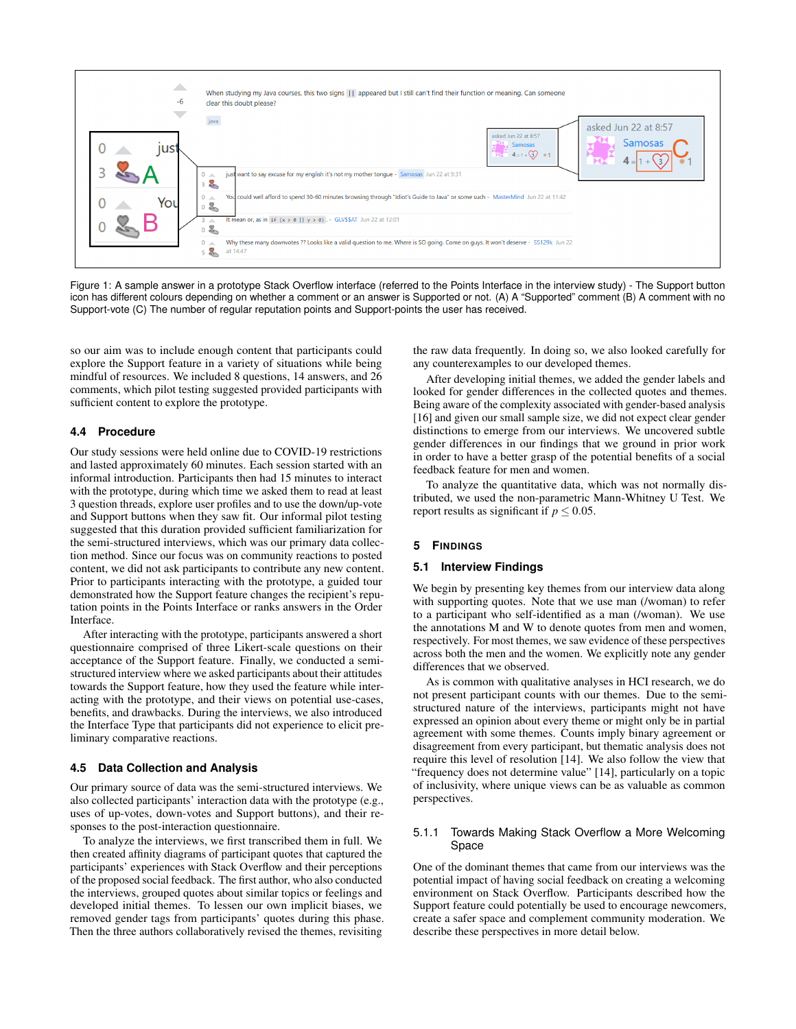Figure 1: A sample answer in a prototype Stack Overflow interface (referred to the Points Interface in the interview study) - The Support button icon has different colours depending on whether a comment or an answer is Supported or not. (A) A "Supported" comment (B) A comment with no Support-vote (C) The number of regular reputation points and Support-points the user has received.

so our aim was to include enough content that participants could explore the Support feature in a variety of situations while being mindful of resources. We included 8 questions, 14 answers, and 26 comments, which pilot testing suggested provided participants with sufficient content to explore the prototype.

### 4.4 Procedure

Our study sessions were held online due to COVID-19 restrictions and lasted approximately 60 minutes. Each session started with an informal introduction. Participants then had 15 minutes to interact with the prototype, during which time we asked them to read at least 3 question threads, explore user profiles and to use the down/up-vote and Support buttons when they saw fit. Our informal pilot testing suggested that this duration provided sufficient familiarization for the semi-structured interviews, which was our primary data collection method. Since our focus was on community reactions to posted content, we did not ask participants to contribute any new content. Prior to participants interacting with the prototype, a guided tour demonstrated how the Support feature changes the recipient's reputation points in the Points Interface or ranks answers in the Order Interface.

After interacting with the prototype, participants answered a short questionnaire comprised of three Likert-scale questions on their acceptance of the Support feature. Finally, we conducted a semi-structured interview where we asked participants about their attitudes towards the Support feature, how they used the feature while interacting with the prototype, and their views on potential use-cases, benefits, and drawbacks. During the interviews, we also introduced the Interface Type that participants did not experience to elicit preliminary comparative reactions.

### 4.5 Data Collection and Analysis

Our primary source of data was the semi-structured interviews. We also collected participants' interaction data with the prototype (e.g., uses of up-votes, down-votes and Support buttons), and their responses to the post-interaction questionnaire.

To analyze the interviews, we first transcribed them in full. We then created affinity diagrams of participant quotes that captured the participants' experiences with Stack Overflow and their perceptions of the proposed social feedback. The first author, who also conducted the interviews, grouped quotes about similar topics or feelings and developed initial themes. To lessen our own implicit biases, we removed gender tags from participants' quotes during this phase. Then the three authors collaboratively revised the themes, revisiting the raw data frequently. In doing so, we also looked carefully for any counterexamples to our developed themes.

After developing initial themes, we added the gender labels and looked for gender differences in the collected quotes and themes. Being aware of the complexity associated with gender-based analysis [16] and given our small sample size, we did not expect clear gender distinctions to emerge from our interviews. We uncovered subtle gender differences in our findings that we ground in prior work in order to have a better grasp of the potential benefits of a social feedback feature for men and women.

To analyze the quantitative data, which was not normally distributed, we used the non-parametric Mann-Whitney U Test. We report results as significant if $p \leq 0.05$.

## 5 Findings

### 5.1 Interview Findings

We begin by presenting key themes from our interview data along with supporting quotes. Note that we use man (/woman) to refer to a participant who self-identified as a man (/woman). We use the annotations M and W to denote quotes from men and women, respectively. For most themes, we saw evidence of these perspectives across both the men and the women. We explicitly note any gender differences that we observed.

As is common with qualitative analyses in HCI research, we do not present participant counts with our themes. Due to the semi-structured nature of the interviews, participants might not have expressed an opinion about every theme or might only be in partial agreement with some themes. Counts imply binary agreement or disagreement from every participant, but thematic analysis does not require this level of resolution [14]. We also follow the view that "frequency does not determine value" [14], particularly on a topic of inclusivity, where unique views can be as valuable as common perspectives.

#### 5.1.1 Towards Making Stack Overflow a More Welcoming Space

One of the dominant themes that came from our interviews was the potential impact of having social feedback on creating a welcoming environment on Stack Overflow. Participants described how the Support feature could potentially be used to encourage newcomers, create a safer space and complement community moderation. We describe these perspectives in more detail below.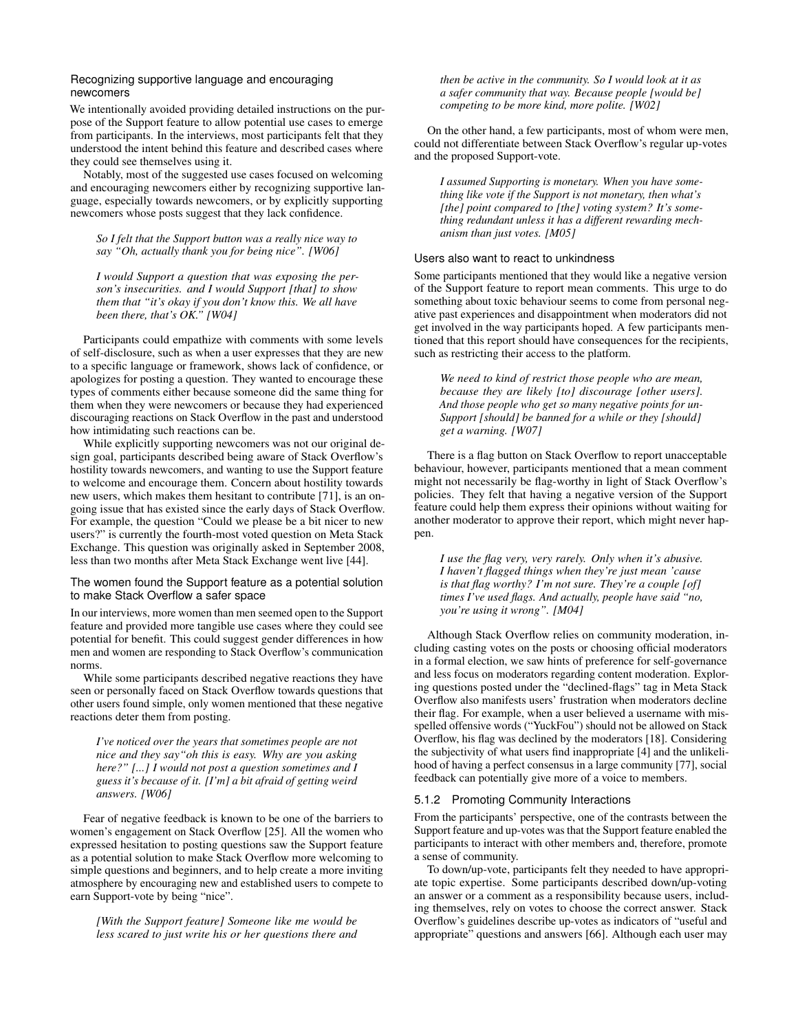### Recognizing supportive language and encouraging newcomers

We intentionally avoided providing detailed instructions on the purpose of the Support feature to allow potential use cases to emerge from participants. In the interviews, most participants felt that they understood the intent behind this feature and described cases where they could see themselves using it.

Notably, most of the suggested use cases focused on welcoming and encouraging newcomers either by recognizing supportive language, especially towards newcomers, or by explicitly supporting newcomers whose posts suggest that they lack confidence.

> *So I felt that the Support button was a really nice way to say "Oh, actually thank you for being nice". [W06]*

> *I would Support a question that was exposing the person's insecurities. and I would Support [that] to show them that "it's okay if you don't know this. We all have been there, that's OK." [W04]*

Participants could empathize with comments with some levels of self-disclosure, such as when a user expresses that they are new to a specific language or framework, shows lack of confidence, or apologizes for posting a question. They wanted to encourage these types of comments either because someone did the same thing for them when they were newcomers or because they had experienced discouraging reactions on Stack Overflow in the past and understood how intimidating such reactions can be.

While explicitly supporting newcomers was not our original design goal, participants described being aware of Stack Overflow's hostility towards newcomers, and wanting to use the Support feature to welcome and encourage them. Concern about hostility towards new users, which makes them hesitant to contribute [71], is an ongoing issue that has existed since the early days of Stack Overflow. For example, the question "Could we please be a bit nicer to new users?" is currently the fourth-most voted question on Meta Stack Exchange. This question was originally asked in September 2008, less than two months after Meta Stack Exchange went live [44].

### The women found the Support feature as a potential solution to make Stack Overflow a safer space

In our interviews, more women than men seemed open to the Support feature and provided more tangible use cases where they could see potential for benefit. This could suggest gender differences in how men and women are responding to Stack Overflow's communication norms.

While some participants described negative reactions they have seen or personally faced on Stack Overflow towards questions that other users found simple, only women mentioned that these negative reactions deter them from posting.

> *I've noticed over the years that sometimes people are not nice and they say"oh this is easy. Why are you asking here?" [...] I would not post a question sometimes and I guess it's because of it. [I'm] a bit afraid of getting weird answers. [W06]*

Fear of negative feedback is known to be one of the barriers to women's engagement on Stack Overflow [25]. All the women who expressed hesitation to posting questions saw the Support feature as a potential solution to make Stack Overflow more welcoming to simple questions and beginners, and to help create a more inviting atmosphere by encouraging new and established users to compete to earn Support-vote by being "nice".

> *[With the Support feature] Someone like me would be less scared to just write his or her questions there and then be active in the community. So I would look at it as a safer community that way. Because people [would be] competing to be more kind, more polite. [W02]*

On the other hand, a few participants, most of whom were men, could not differentiate between Stack Overflow's regular up-votes and the proposed Support-vote.

> *I assumed Supporting is monetary. When you have something like vote if the Support is not monetary, then what's [the] point compared to [the] voting system? It's something redundant unless it has a different rewarding mechanism than just votes. [M05]*

### Users also want to react to unkindness

Some participants mentioned that they would like a negative version of the Support feature to report mean comments. This urge to do something about toxic behaviour seems to come from personal negative past experiences and disappointment when moderators did not get involved in the way participants hoped. A few participants mentioned that this report should have consequences for the recipients, such as restricting their access to the platform.

> *We need to kind of restrict those people who are mean, because they are likely [to] discourage [other users]. And those people who get so many negative points for un-Support [should] be banned for a while or they [should] get a warning. [W07]*

There is a flag button on Stack Overflow to report unacceptable behaviour, however, participants mentioned that a mean comment might not necessarily be flag-worthy in light of Stack Overflow's policies. They felt that having a negative version of the Support feature could help them express their opinions without waiting for another moderator to approve their report, which might never happen.

> *I use the flag very, very rarely. Only when it's abusive. I haven't flagged things when they're just mean 'cause is that flag worthy? I'm not sure. They're a couple [of] times I've used flags. And actually, people have said "no, you're using it wrong". [M04]*

Although Stack Overflow relies on community moderation, including casting votes on the posts or choosing official moderators in a formal election, we saw hints of preference for self-governance and less focus on moderators regarding content moderation. Exploring questions posted under the "declined-flags" tag in Meta Stack Overflow also manifests users' frustration when moderators decline their flag. For example, when a user believed a username with misspelled offensive words ("YuckFou") should not be allowed on Stack Overflow, his flag was declined by the moderators [18]. Considering the subjectivity of what users find inappropriate [4] and the unlikelihood of having a perfect consensus in a large community [77], social feedback can potentially give more of a voice to members.

### 5.1.2 Promoting Community Interactions

From the participants' perspective, one of the contrasts between the Support feature and up-votes was that the Support feature enabled the participants to interact with other members and, therefore, promote a sense of community.

To down/up-vote, participants felt they needed to have appropriate topic expertise. Some participants described down/up-voting an answer or a comment as a responsibility because users, including themselves, rely on votes to choose the correct answer. Stack Overflow's guidelines describe up-votes as indicators of "useful and appropriate" questions and answers [66]. Although each user may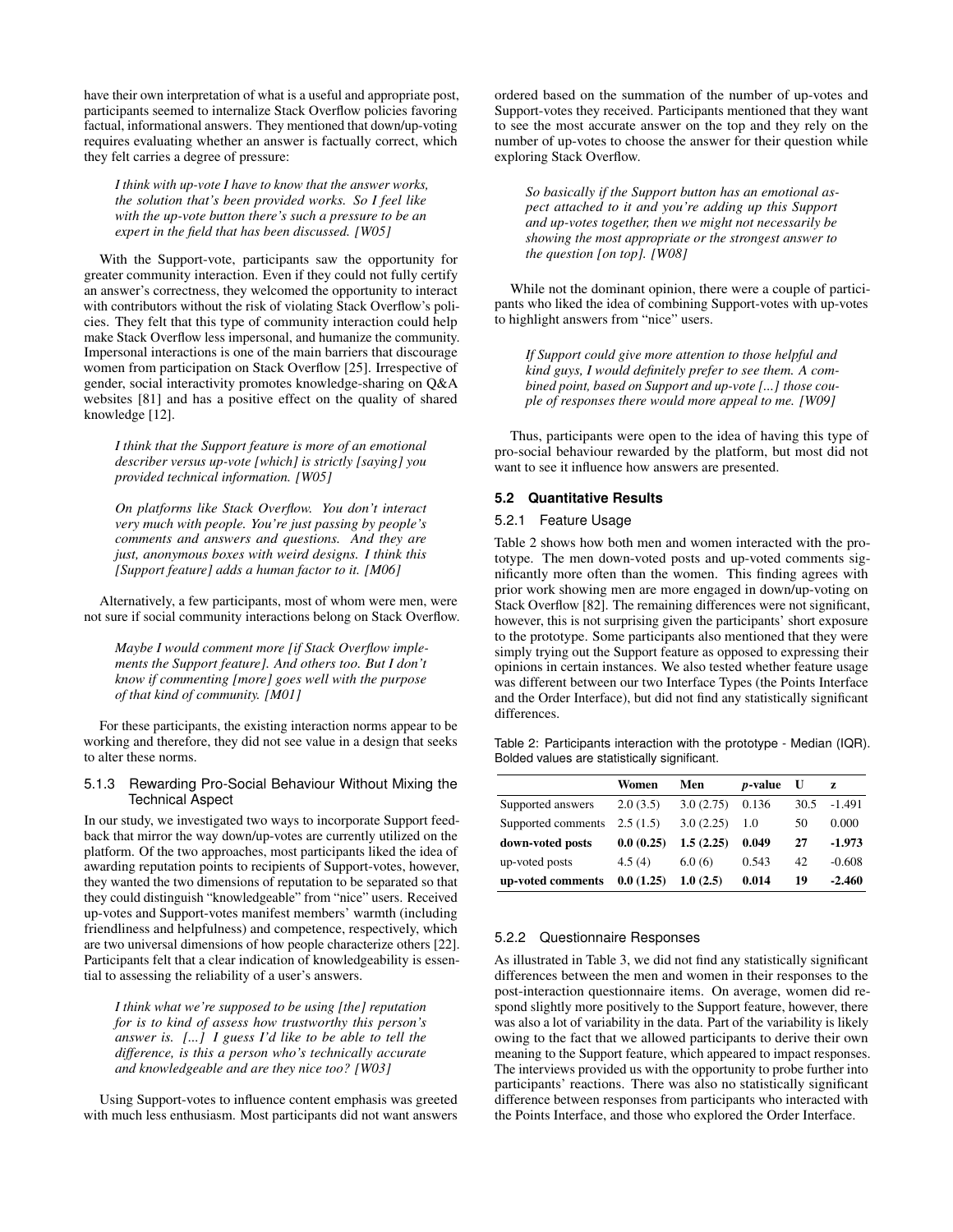have their own interpretation of what is a useful and appropriate post, participants seemed to internalize Stack Overflow policies favoring factual, informational answers. They mentioned that down/up-voting requires evaluating whether an answer is factually correct, which they felt carries a degree of pressure:

> *I think with up-vote I have to know that the answer works, the solution that's been provided works. So I feel like with the up-vote button there's such a pressure to be an expert in the field that has been discussed. [W05]*

With the Support-vote, participants saw the opportunity for greater community interaction. Even if they could not fully certify an answer's correctness, they welcomed the opportunity to interact with contributors without the risk of violating Stack Overflow's policies. They felt that this type of community interaction could help make Stack Overflow less impersonal, and humanize the community. Impersonal interactions is one of the main barriers that discourage women from participation on Stack Overflow [25]. Irrespective of gender, social interactivity promotes knowledge-sharing on Q&A websites [81] and has a positive effect on the quality of shared knowledge [12].

> *I think that the Support feature is more of an emotional describer versus up-vote [which] is strictly [saying] you provided technical information. [W05]*

> *On platforms like Stack Overflow. You don't interact very much with people. You're just passing by people's comments and answers and questions. And they are just, anonymous boxes with weird designs. I think this [Support feature] adds a human factor to it. [M06]*

Alternatively, a few participants, most of whom were men, were not sure if social community interactions belong on Stack Overflow.

> *Maybe I would comment more [if Stack Overflow implements the Support feature]. And others too. But I don't know if commenting [more] goes well with the purpose of that kind of community. [M01]*

For these participants, the existing interaction norms appear to be working and therefore, they did not see value in a design that seeks to alter these norms.

### 5.1.3 Rewarding Pro-Social Behaviour Without Mixing the Technical Aspect

In our study, we investigated two ways to incorporate Support feedback that mirror the way down/up-votes are currently utilized on the platform. Of the two approaches, most participants liked the idea of awarding reputation points to recipients of Support-votes, however, they wanted the two dimensions of reputation to be separated so that they could distinguish "knowledgeable" from "nice" users. Received up-votes and Support-votes manifest members' warmth (including friendliness and helpfulness) and competence, respectively, which are two universal dimensions of how people characterize others [22]. Participants felt that a clear indication of knowledgeability is essential to assessing the reliability of a user's answers.

> *I think what we're supposed to be using [the] reputation for is to kind of assess how trustworthy this person's answer is. [...] I guess I'd like to be able to tell the difference, is this a person who's technically accurate and knowledgeable and are they nice too? [W03]*

Using Support-votes to influence content emphasis was greeted with much less enthusiasm. Most participants did not want answers ordered based on the summation of the number of up-votes and Support-votes they received. Participants mentioned that they want to see the most accurate answer on the top and they rely on the number of up-votes to choose the answer for their question while exploring Stack Overflow.

> *So basically if the Support button has an emotional aspect attached to it and you're adding up this Support and up-votes together, then we might not necessarily be showing the most appropriate or the strongest answer to the question [on top]. [W08]*

While not the dominant opinion, there were a couple of participants who liked the idea of combining Support-votes with up-votes to highlight answers from "nice" users.

> *If Support could give more attention to those helpful and kind guys, I would definitely prefer to see them. A combined point, based on Support and up-vote [...] those couple of responses there would more appeal to me. [W09]*

Thus, participants were open to the idea of having this type of pro-social behaviour rewarded by the platform, but most did not want to see it influence how answers are presented.

## 5.2 Quantitative Results

### 5.2.1 Feature Usage

Table 2 shows how both men and women interacted with the prototype. The men down-voted posts and up-voted comments significantly more often than the women. This finding agrees with prior work showing men are more engaged in down/up-voting on Stack Overflow [82]. The remaining differences were not significant, however, this is not surprising given the participants' short exposure to the prototype. Some participants also mentioned that they were simply trying out the Support feature as opposed to expressing their opinions in certain instances. We also tested whether feature usage was different between our two Interface Types (the Points Interface and the Order Interface), but did not find any statistically significant differences.

Table 2: Participants interaction with the prototype - Median (IQR). Bolded values are statistically significant.

| | Women | Men | *p*-value | U | z |
|---|---|---|---|---|---|
| Supported answers | 2.0 (3.5) | 3.0 (2.75) | 0.136 | 30.5 | -1.491 |
| Supported comments | 2.5 (1.5) | 3.0 (2.25) | 1.0 | 50 | 0.000 |
| **down-voted posts** | **0.0 (0.25)** | **1.5 (2.25)** | **0.049** | **27** | **-1.973** |
| up-voted posts | 4.5 (4) | 6.0 (6) | 0.543 | 42 | -0.608 |
| **up-voted comments** | **0.0 (1.25)** | **1.0 (2.5)** | **0.014** | **19** | **-2.460** |

### 5.2.2 Questionnaire Responses

As illustrated in Table 3, we did not find any statistically significant differences between the men and women in their responses to the post-interaction questionnaire items. On average, women did respond slightly more positively to the Support feature, however, there was also a lot of variability in the data. Part of the variability is likely owing to the fact that we allowed participants to derive their own meaning to the Support feature, which appeared to impact responses. The interviews provided us with the opportunity to probe further into participants' reactions. There was also no statistically significant difference between responses from participants who interacted with the Points Interface, and those who explored the Order Interface.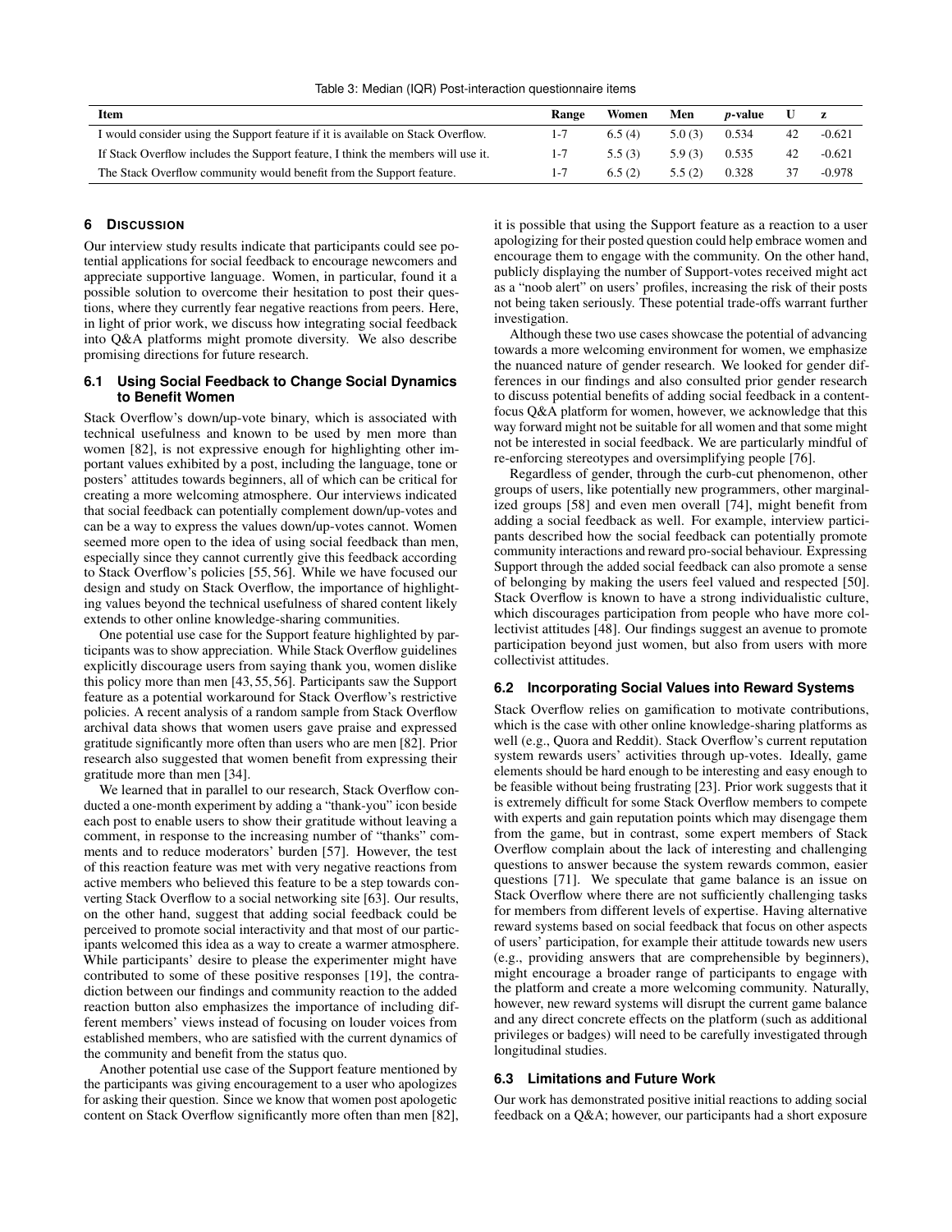Table 3: Median (IQR) Post-interaction questionnaire items

| Item | Range | Women | Men | *p*-value | U | z |
|---|---|---|---|---|---|---|
| I would consider using the Support feature if it is available on Stack Overflow. | 1-7 | 6.5 (4) | 5.0 (3) | 0.534 | 42 | -0.621 |
| If Stack Overflow includes the Support feature, I think the members will use it. | 1-7 | 5.5 (3) | 5.9 (3) | 0.535 | 42 | -0.621 |
| The Stack Overflow community would benefit from the Support feature. | 1-7 | 6.5 (2) | 5.5 (2) | 0.328 | 37 | -0.978 |

## 6 Discussion

Our interview study results indicate that participants could see potential applications for social feedback to encourage newcomers and appreciate supportive language. Women, in particular, found it a possible solution to overcome their hesitation to post their questions, where they currently fear negative reactions from peers. Here, in light of prior work, we discuss how integrating social feedback into Q&A platforms might promote diversity. We also describe promising directions for future research.

### 6.1 Using Social Feedback to Change Social Dynamics to Benefit Women

Stack Overflow's down/up-vote binary, which is associated with technical usefulness and known to be used by men more than women [82], is not expressive enough for highlighting other important values exhibited by a post, including the language, tone or posters' attitudes towards beginners, all of which can be critical for creating a more welcoming atmosphere. Our interviews indicated that social feedback can potentially complement down/up-votes and can be a way to express the values down/up-votes cannot. Women seemed more open to the idea of using social feedback than men, especially since they cannot currently give this feedback according to Stack Overflow's policies [55, 56]. While we have focused our design and study on Stack Overflow, the importance of highlighting values beyond the technical usefulness of shared content likely extends to other online knowledge-sharing communities.

One potential use case for the Support feature highlighted by participants was to show appreciation. While Stack Overflow guidelines explicitly discourage users from saying thank you, women dislike this policy more than men [43, 55, 56]. Participants saw the Support feature as a potential workaround for Stack Overflow's restrictive policies. A recent analysis of a random sample from Stack Overflow archival data shows that women users gave praise and expressed gratitude significantly more often than users who are men [82]. Prior research also suggested that women benefit from expressing their gratitude more than men [34].

We learned that in parallel to our research, Stack Overflow conducted a one-month experiment by adding a "thank-you" icon beside each post to enable users to show their gratitude without leaving a comment, in response to the increasing number of "thanks" comments and to reduce moderators' burden [57]. However, the test of this reaction feature was met with very negative reactions from active members who believed this feature to be a step towards converting Stack Overflow to a social networking site [63]. Our results, on the other hand, suggest that adding social feedback could be perceived to promote social interactivity and that most of our participants welcomed this idea as a way to create a warmer atmosphere. While participants' desire to please the experimenter might have contributed to some of these positive responses [19], the contradiction between our findings and community reaction to the added reaction button also emphasizes the importance of including different members' views instead of focusing on louder voices from established members, who are satisfied with the current dynamics of the community and benefit from the status quo.

Another potential use case of the Support feature mentioned by the participants was giving encouragement to a user who apologizes for asking their question. Since we know that women post apologetic content on Stack Overflow significantly more often than men [82], it is possible that using the Support feature as a reaction to a user apologizing for their posted question could help embrace women and encourage them to engage with the community. On the other hand, publicly displaying the number of Support-votes received might act as a "noob alert" on users' profiles, increasing the risk of their posts not being taken seriously. These potential trade-offs warrant further investigation.

Although these two use cases showcase the potential of advancing towards a more welcoming environment for women, we emphasize the nuanced nature of gender research. We looked for gender differences in our findings and also consulted prior gender research to discuss potential benefits of adding social feedback in a content-focus Q&A platform for women, however, we acknowledge that this way forward might not be suitable for all women and that some might not be interested in social feedback. We are particularly mindful of re-enforcing stereotypes and oversimplifying people [76].

Regardless of gender, through the curb-cut phenomenon, other groups of users, like potentially new programmers, other marginalized groups [58] and even men overall [74], might benefit from adding a social feedback as well. For example, interview participants described how the social feedback can potentially promote community interactions and reward pro-social behaviour. Expressing Support through the added social feedback can also promote a sense of belonging by making the users feel valued and respected [50]. Stack Overflow is known to have a strong individualistic culture, which discourages participation from people who have more collectivist attitudes [48]. Our findings suggest an avenue to promote participation beyond just women, but also from users with more collectivist attitudes.

### 6.2 Incorporating Social Values into Reward Systems

Stack Overflow relies on gamification to motivate contributions, which is the case with other online knowledge-sharing platforms as well (e.g., Quora and Reddit). Stack Overflow's current reputation system rewards users' activities through up-votes. Ideally, game elements should be hard enough to be interesting and easy enough to be feasible without being frustrating [23]. Prior work suggests that it is extremely difficult for some Stack Overflow members to compete with experts and gain reputation points which may disengage them from the game, but in contrast, some expert members of Stack Overflow complain about the lack of interesting and challenging questions to answer because the system rewards common, easier questions [71]. We speculate that game balance is an issue on Stack Overflow where there are not sufficiently challenging tasks for members from different levels of expertise. Having alternative reward systems based on social feedback that focus on other aspects of users' participation, for example their attitude towards new users (e.g., providing answers that are comprehensible by beginners), might encourage a broader range of participants to engage with the platform and create a more welcoming community. Naturally, however, new reward systems will disrupt the current game balance and any direct concrete effects on the platform (such as additional privileges or badges) will need to be carefully investigated through longitudinal studies.

### 6.3 Limitations and Future Work

Our work has demonstrated positive initial reactions to adding social feedback on a Q&A; however, our participants had a short exposure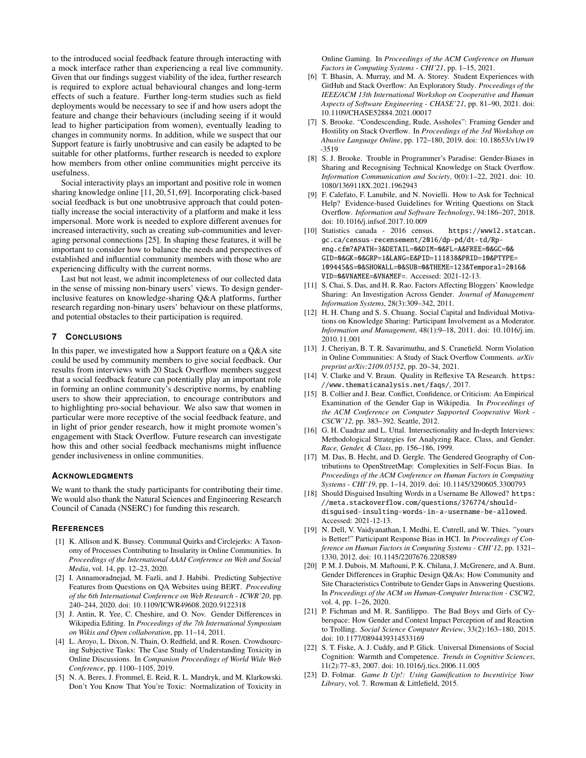to the introduced social feedback feature through interacting with a mock interface rather than experiencing a real live community. Given that our findings suggest viability of the idea, further research is required to explore actual behavioural changes and long-term effects of such a feature. Further long-term studies such as field deployments would be necessary to see if and how users adopt the feature and change their behaviours (including seeing if it would lead to higher participation from women), eventually leading to changes in community norms. In addition, while we suspect that our Support feature is fairly unobtrusive and can easily be adapted to be suitable for other platforms, further research is needed to explore how members from other online communities might perceive its usefulness.

Social interactivity plays an important and positive role in women sharing knowledge online [11, 20, 51, 69]. Incorporating click-based social feedback is but one unobtrusive approach that could potentially increase the social interactivity of a platform and make it less impersonal. More work is needed to explore different avenues for increased interactivity, such as creating sub-communities and leveraging personal connections [25]. In shaping these features, it will be important to consider how to balance the needs and perspectives of established and influential community members with those who are experiencing difficulty with the current norms.

Last but not least, we admit incompleteness of our collected data in the sense of missing non-binary users' views. To design gender-inclusive features on knowledge-sharing Q&A platforms, further research regarding non-binary users' behaviour on these platforms, and potential obstacles to their participation is required.

## 7 Conclusions

In this paper, we investigated how a Support feature on a Q&A site could be used by community members to give social feedback. Our results from interviews with 20 Stack Overflow members suggest that a social feedback feature can potentially play an important role in forming an online community's descriptive norms, by enabling users to show their appreciation, to encourage contributors and to highlighting pro-social behaviour. We also saw that women in particular were more receptive of the social feedback feature, and in light of prior gender research, how it might promote women's engagement with Stack Overflow. Future research can investigate how this and other social feedback mechanisms might influence gender inclusiveness in online communities.

## Acknowledgments

We want to thank the study participants for contributing their time. We would also thank the Natural Sciences and Engineering Research Council of Canada (NSERC) for funding this research.

## References

[1] K. Allison and K. Bussey. Communal Quirks and Circlejerks: A Taxonomy of Processes Contributing to Insularity in Online Communities. In *Proceedings of the International AAAI Conference on Web and Social Media*, vol. 14, pp. 12–23, 2020.

[2] I. Annamoradnejad, M. Fazli, and J. Habibi. Predicting Subjective Features from Questions on QA Websites using BERT. *Proceeding of the 6th International Conference on Web Research - ICWR'20*, pp. 240–244, 2020. doi: 10.1109/ICWR49608.2020.9122318

[3] J. Antin, R. Yee, C. Cheshire, and O. Nov. Gender Differences in Wikipedia Editing. In *Proceedings of the 7th International Symposium on Wikis and Open collaboration*, pp. 11–14, 2011.

[4] L. Aroyo, L. Dixon, N. Thain, O. Redfield, and R. Rosen. Crowdsourcing Subjective Tasks: The Case Study of Understanding Toxicity in Online Discussions. In *Companion Proceedings of World Wide Web Conference*, pp. 1100–1105, 2019.

[5] N. A. Beres, J. Frommel, E. Reid, R. L. Mandryk, and M. Klarkowski. Don't You Know That You're Toxic: Normalization of Toxicity in Online Gaming. In *Proceedings of the ACM Conference on Human Factors in Computing Systems - CHI'21*, pp. 1–15, 2021.

[6] T. Bhasin, A. Murray, and M. A. Storey. Student Experiences with GitHub and Stack Overflow: An Exploratory Study. *Proceedings of the IEEE/ACM 13th International Workshop on Cooperative and Human Aspects of Software Engineering - CHASE'21*, pp. 81–90, 2021. doi: 10.1109/CHASE52884.2021.00017

[7] S. Brooke. "Condescending, Rude, Assholes": Framing Gender and Hostility on Stack Overflow. In *Proceedings of the 3rd Workshop on Abusive Language Online*, pp. 172–180, 2019. doi: 10.18653/v1/w19-3519

[8] S. J. Brooke. Trouble in Programmer's Paradise: Gender-Biases in Sharing and Recognising Technical Knowledge on Stack Overflow. *Information Communication and Society*, 0(0):1–22, 2021. doi: 10.1080/1369118X.2021.1962943

[9] F. Calefato, F. Lanubile, and N. Novielli. How to Ask for Technical Help? Evidence-based Guidelines for Writing Questions on Stack Overflow. *Information and Software Technology*, 94:186–207, 2018. doi: 10.1016/j.infsof.2017.10.009

[10] Statistics canada - 2016 census. https://www12.statcan.gc.ca/census-recensement/2016/dp-pd/dt-td/Rp-eng.cfm?APATH=3&DETAIL=0&DIM=0&FL=A&FREE=0&GC=0&GID=0&GK=0&GRP=1&LANG=E&PID=111838&PRID=10&PTYPE=109445&S=0&SHOWALL=0&SUB=0&THEME=123&Temporal=2016&VID=0&VNAMEE=&VNAMEF=. Accessed: 2021-12-13.

[11] S. Chai, S. Das, and H. R. Rao. Factors Affecting Bloggers' Knowledge Sharing: An Investigation Across Gender. *Journal of Management Information Systems*, 28(3):309–342, 2011.

[12] H. H. Chang and S. S. Chuang. Social Capital and Individual Motivations on Knowledge Sharing: Participant Involvement as a Moderator. *Information and Management*, 48(1):9–18, 2011. doi: 10.1016/j.im.2010.11.001

[13] J. Cheriyan, B. T. R. Savarimuthu, and S. Cranefield. Norm Violation in Online Communities: A Study of Stack Overflow Comments. *arXiv preprint arXiv:2109.05152*, pp. 20–34, 2021.

[14] V. Clarke and V. Braun. Quality in Reflexive TA Research. https://www.thematicanalysis.net/faqs/, 2017.

[15] B. Collier and J. Bear. Conflict, Confidence, or Criticism: An Empirical Examination of the Gender Gap in Wikipedia. In *Proceedings of the ACM Conference on Computer Supported Cooperative Work - CSCW'12*, pp. 383–392. Seattle, 2012.

[16] G. H. Cuadraz and L. Uttal. Intersectionality and In-depth Interviews: Methodological Strategies for Analyzing Race, Class, and Gender. *Race, Gender, & Class*, pp. 156–186, 1999.

[17] M. Das, B. Hecht, and D. Gergle. The Gendered Geography of Contributions to OpenStreetMap: Complexities in Self-Focus Bias. In *Proceedings of the ACM Conference on Human Factors in Computing Systems - CHI'19*, pp. 1–14, 2019. doi: 10.1145/3290605.3300793

[18] Should Disguised Insulting Words in a Username Be Allowed? https://meta.stackoverflow.com/questions/376774/should-disguised-insulting-words-in-a-username-be-allowed. Accessed: 2021-12-13.

[19] N. Dell, V. Vaidyanathan, I. Medhi, E. Cutrell, and W. Thies. "yours is Better!" Participant Response Bias in HCI. In *Proceedings of Conference on Human Factors in Computing Systems - CHI'12*, pp. 1321–1330, 2012. doi: 10.1145/2207676.2208589

[20] P. M. J. Dubois, M. Maftouni, P. K. Chilana, J. McGrenere, and A. Bunt. Gender Differences in Graphic Design Q&As: How Community and Site Characteristics Contribute to Gender Gaps in Answering Questions. In *Proceedings of the ACM on Human-Computer Interaction - CSCW2*, vol. 4, pp. 1–26, 2020.

[21] P. Fichman and M. R. Sanfilippo. The Bad Boys and Girls of Cyberspace: How Gender and Context Impact Perception of and Reaction to Trolling. *Social Science Computer Review*, 33(2):163–180, 2015. doi: 10.1177/0894439314533169

[22] S. T. Fiske, A. J. Cuddy, and P. Glick. Universal Dimensions of Social Cognition: Warmth and Competence. *Trends in Cognitive Sciences*, 11(2):77–83, 2007. doi: 10.1016/j.tics.2006.11.005

[23] D. Folmar. *Game It Up!: Using Gamification to Incentivize Your Library*, vol. 7. Rowman & Littlefield, 2015.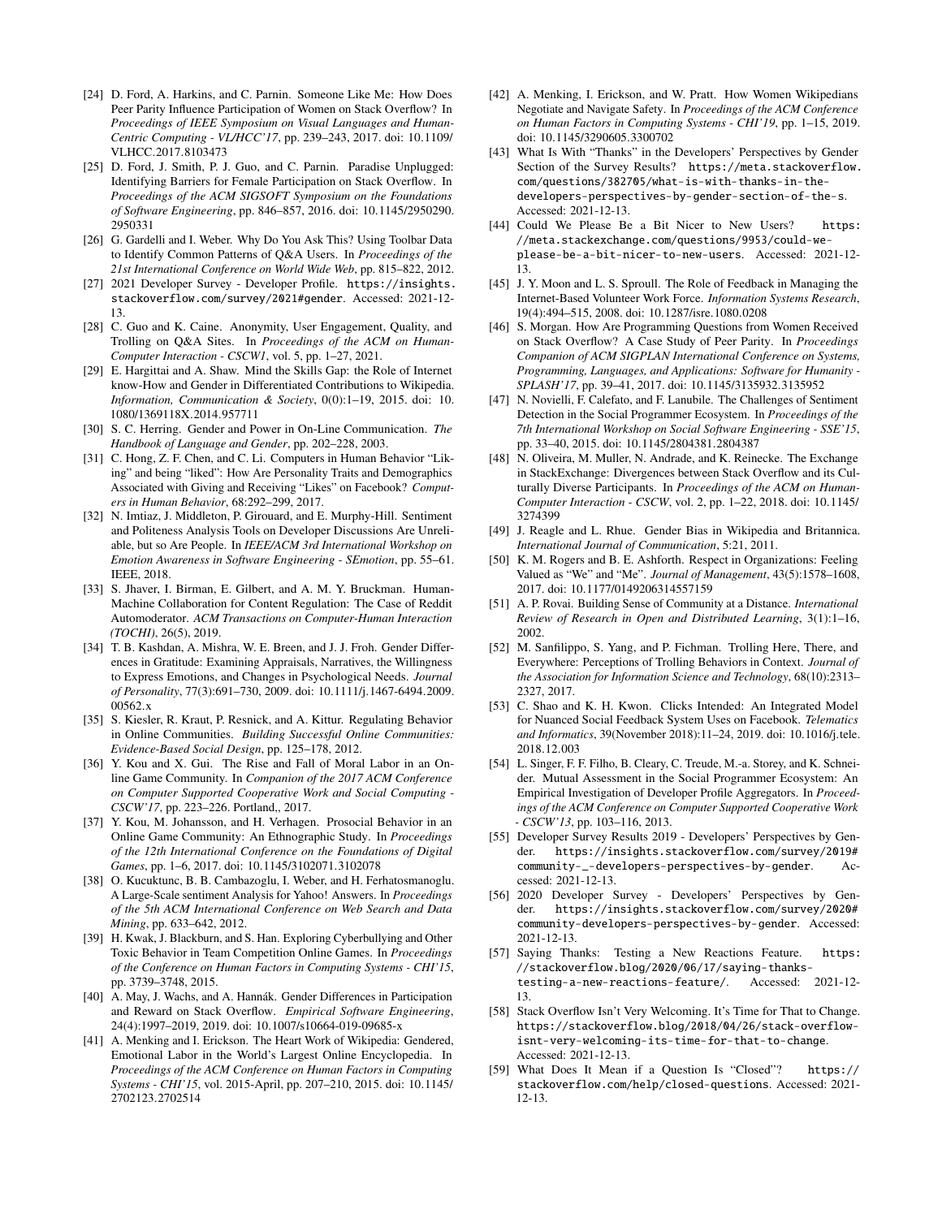[24] D. Ford, A. Harkins, and C. Parnin. Someone Like Me: How Does Peer Parity Influence Participation of Women on Stack Overflow? In *Proceedings of IEEE Symposium on Visual Languages and Human-Centric Computing - VL/HCC'17*, pp. 239–243, 2017. doi: 10.1109/VLHCC.2017.8103473

[25] D. Ford, J. Smith, P. J. Guo, and C. Parnin. Paradise Unplugged: Identifying Barriers for Female Participation on Stack Overflow. In *Proceedings of the ACM SIGSOFT Symposium on the Foundations of Software Engineering*, pp. 846–857, 2016. doi: 10.1145/2950290.2950331

[26] G. Gardelli and I. Weber. Why Do You Ask This? Using Toolbar Data to Identify Common Patterns of Q&A Users. In *Proceedings of the 21st International Conference on World Wide Web*, pp. 815–822, 2012.

[27] 2021 Developer Survey - Developer Profile. https://insights.stackoverflow.com/survey/2021#gender. Accessed: 2021-12-13.

[28] C. Guo and K. Caine. Anonymity, User Engagement, Quality, and Trolling on Q&A Sites. In *Proceedings of the ACM on Human-Computer Interaction - CSCW1*, vol. 5, pp. 1–27, 2021.

[29] E. Hargittai and A. Shaw. Mind the Skills Gap: the Role of Internet know-How and Gender in Differentiated Contributions to Wikipedia. *Information, Communication & Society*, 0(0):1–19, 2015. doi: 10.1080/1369118X.2014.957711

[30] S. C. Herring. Gender and Power in On-Line Communication. *The Handbook of Language and Gender*, pp. 202–228, 2003.

[31] C. Hong, Z. F. Chen, and C. Li. Computers in Human Behavior "Liking" and being "liked": How Are Personality Traits and Demographics Associated with Giving and Receiving "Likes" on Facebook? *Computers in Human Behavior*, 68:292–299, 2017.

[32] N. Imtiaz, J. Middleton, P. Girouard, and E. Murphy-Hill. Sentiment and Politeness Analysis Tools on Developer Discussions Are Unreliable, but so Are People. In *IEEE/ACM 3rd International Workshop on Emotion Awareness in Software Engineering - SEmotion*, pp. 55–61. IEEE, 2018.

[33] S. Jhaver, I. Birman, E. Gilbert, and A. M. Y. Bruckman. Human-Machine Collaboration for Content Regulation: The Case of Reddit Automoderator. *ACM Transactions on Computer-Human Interaction (TOCHI)*, 26(5), 2019.

[34] T. B. Kashdan, A. Mishra, W. E. Breen, and J. J. Froh. Gender Differences in Gratitude: Examining Appraisals, Narratives, the Willingness to Express Emotions, and Changes in Psychological Needs. *Journal of Personality*, 77(3):691–730, 2009. doi: 10.1111/j.1467-6494.2009.00562.x

[35] S. Kiesler, R. Kraut, P. Resnick, and A. Kittur. Regulating Behavior in Online Communities. *Building Successful Online Communities: Evidence-Based Social Design*, pp. 125–178, 2012.

[36] Y. Kou and X. Gui. The Rise and Fall of Moral Labor in an Online Game Community. In *Companion of the 2017 ACM Conference on Computer Supported Cooperative Work and Social Computing - CSCW'17*, pp. 223–226. Portland,, 2017.

[37] Y. Kou, M. Johansson, and H. Verhagen. Prosocial Behavior in an Online Game Community: An Ethnographic Study. In *Proceedings of the 12th International Conference on the Foundations of Digital Games*, pp. 1–6, 2017. doi: 10.1145/3102071.3102078

[38] O. Kucuktunc, B. B. Cambazoglu, I. Weber, and H. Ferhatosmanoglu. A Large-Scale sentiment Analysis for Yahoo! Answers. In *Proceedings of the 5th ACM International Conference on Web Search and Data Mining*, pp. 633–642, 2012.

[39] H. Kwak, J. Blackburn, and S. Han. Exploring Cyberbullying and Other Toxic Behavior in Team Competition Online Games. In *Proceedings of the Conference on Human Factors in Computing Systems - CHI'15*, pp. 3739–3748, 2015.

[40] A. May, J. Wachs, and A. Hannák. Gender Differences in Participation and Reward on Stack Overflow. *Empirical Software Engineering*, 24(4):1997–2019, 2019. doi: 10.1007/s10664-019-09685-x

[41] A. Menking and I. Erickson. The Heart Work of Wikipedia: Gendered, Emotional Labor in the World's Largest Online Encyclopedia. In *Proceedings of the ACM Conference on Human Factors in Computing Systems - CHI'15*, vol. 2015-April, pp. 207–210, 2015. doi: 10.1145/2702123.2702514

[42] A. Menking, I. Erickson, and W. Pratt. How Women Wikipedians Negotiate and Navigate Safety. In *Proceedings of the ACM Conference on Human Factors in Computing Systems - CHI'19*, pp. 1–15, 2019. doi: 10.1145/3290605.3300702

[43] What Is With "Thanks" in the Developers' Perspectives by Gender Section of the Survey Results? https://meta.stackoverflow.com/questions/382705/what-is-with-thanks-in-the-developers-perspectives-by-gender-section-of-the-s. Accessed: 2021-12-13.

[44] Could We Please Be a Bit Nicer to New Users? https://meta.stackexchange.com/questions/9953/could-we-please-be-a-bit-nicer-to-new-users. Accessed: 2021-12-13.

[45] J. Y. Moon and L. S. Sproull. The Role of Feedback in Managing the Internet-Based Volunteer Work Force. *Information Systems Research*, 19(4):494–515, 2008. doi: 10.1287/isre.1080.0208

[46] S. Morgan. How Are Programming Questions from Women Received on Stack Overflow? A Case Study of Peer Parity. In *Proceedings Companion of ACM SIGPLAN International Conference on Systems, Programming, Languages, and Applications: Software for Humanity - SPLASH'17*, pp. 39–41, 2017. doi: 10.1145/3135932.3135952

[47] N. Novielli, F. Calefato, and F. Lanubile. The Challenges of Sentiment Detection in the Social Programmer Ecosystem. In *Proceedings of the 7th International Workshop on Social Software Engineering - SSE'15*, pp. 33–40, 2015. doi: 10.1145/2804381.2804387

[48] N. Oliveira, M. Muller, N. Andrade, and K. Reinecke. The Exchange in StackExchange: Divergences between Stack Overflow and its Culturally Diverse Participants. In *Proceedings of the ACM on Human-Computer Interaction - CSCW*, vol. 2, pp. 1–22, 2018. doi: 10.1145/3274399

[49] J. Reagle and L. Rhue. Gender Bias in Wikipedia and Britannica. *International Journal of Communication*, 5:21, 2011.

[50] K. M. Rogers and B. E. Ashforth. Respect in Organizations: Feeling Valued as "We" and "Me". *Journal of Management*, 43(5):1578–1608, 2017. doi: 10.1177/0149206314557159

[51] A. P. Rovai. Building Sense of Community at a Distance. *International Review of Research in Open and Distributed Learning*, 3(1):1–16, 2002.

[52] M. Sanfilippo, S. Yang, and P. Fichman. Trolling Here, There, and Everywhere: Perceptions of Trolling Behaviors in Context. *Journal of the Association for Information Science and Technology*, 68(10):2313–2327, 2017.

[53] C. Shao and K. H. Kwon. Clicks Intended: An Integrated Model for Nuanced Social Feedback System Uses on Facebook. *Telematics and Informatics*, 39(November 2018):11–24, 2019. doi: 10.1016/j.tele.2018.12.003

[54] L. Singer, F. F. Filho, B. Cleary, C. Treude, M.-a. Storey, and K. Schneider. Mutual Assessment in the Social Programmer Ecosystem: An Empirical Investigation of Developer Profile Aggregators. In *Proceedings of the ACM Conference on Computer Supported Cooperative Work - CSCW'13*, pp. 103–116, 2013.

[55] Developer Survey Results 2019 - Developers' Perspectives by Gender. https://insights.stackoverflow.com/survey/2019#community-_-developers-perspectives-by-gender. Accessed: 2021-12-13.

[56] 2020 Developer Survey - Developers' Perspectives by Gender. https://insights.stackoverflow.com/survey/2020#community-developers-perspectives-by-gender. Accessed: 2021-12-13.

[57] Saying Thanks: Testing a New Reactions Feature. https://stackoverflow.blog/2020/06/17/saying-thanks-testing-a-new-reactions-feature/. Accessed: 2021-12-13.

[58] Stack Overflow Isn't Very Welcoming. It's Time for That to Change. https://stackoverflow.blog/2018/04/26/stack-overflow-isnt-very-welcoming-its-time-for-that-to-change. Accessed: 2021-12-13.

[59] What Does It Mean if a Question Is "Closed"? https://stackoverflow.com/help/closed-questions. Accessed: 2021-12-13.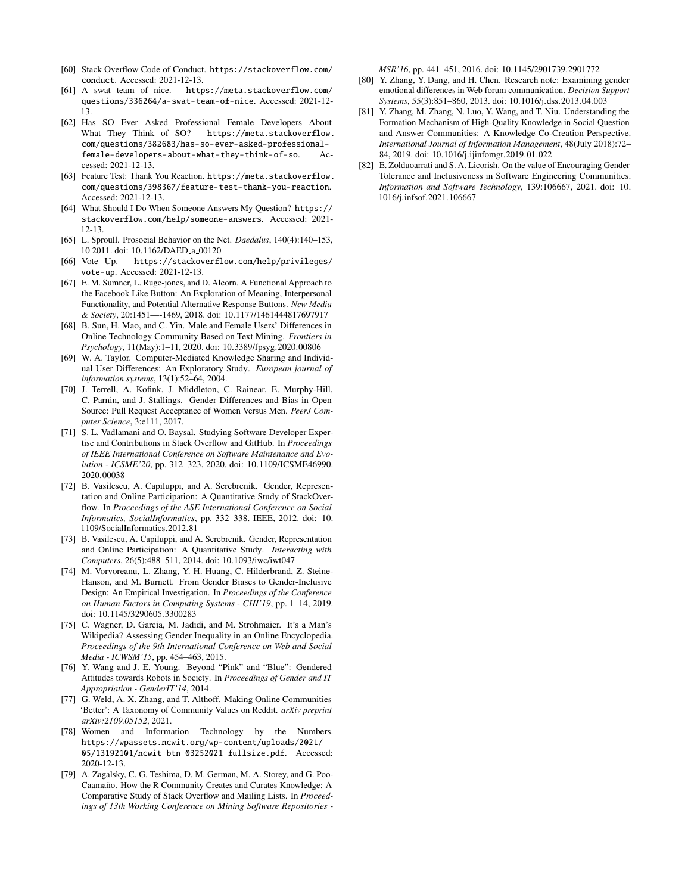[60] Stack Overflow Code of Conduct. https://stackoverflow.com/conduct. Accessed: 2021-12-13.

[61] A swat team of nice. https://meta.stackoverflow.com/questions/336264/a-swat-team-of-nice. Accessed: 2021-12-13.

[62] Has SO Ever Asked Professional Female Developers About What They Think of SO? https://meta.stackoverflow.com/questions/382683/has-so-ever-asked-professional-female-developers-about-what-they-think-of-so. Accessed: 2021-12-13.

[63] Feature Test: Thank You Reaction. https://meta.stackoverflow.com/questions/398367/feature-test-thank-you-reaction. Accessed: 2021-12-13.

[64] What Should I Do When Someone Answers My Question? https://stackoverflow.com/help/someone-answers. Accessed: 2021-12-13.

[65] L. Sproull. Prosocial Behavior on the Net. *Daedalus*, 140(4):140–153, 10 2011. doi: 10.1162/DAED_a_00120

[66] Vote Up. https://stackoverflow.com/help/privileges/vote-up. Accessed: 2021-12-13.

[67] E. M. Sumner, L. Ruge-jones, and D. Alcorn. A Functional Approach to the Facebook Like Button: An Exploration of Meaning, Interpersonal Functionality, and Potential Alternative Response Buttons. *New Media & Society*, 20:1451—-1469, 2018. doi: 10.1177/1461444817697917

[68] B. Sun, H. Mao, and C. Yin. Male and Female Users' Differences in Online Technology Community Based on Text Mining. *Frontiers in Psychology*, 11(May):1–11, 2020. doi: 10.3389/fpsyg.2020.00806

[69] W. A. Taylor. Computer-Mediated Knowledge Sharing and Individual User Differences: An Exploratory Study. *European journal of information systems*, 13(1):52–64, 2004.

[70] J. Terrell, A. Kofink, J. Middleton, C. Rainear, E. Murphy-Hill, C. Parnin, and J. Stallings. Gender Differences and Bias in Open Source: Pull Request Acceptance of Women Versus Men. *PeerJ Computer Science*, 3:e111, 2017.

[71] S. L. Vadlamani and O. Baysal. Studying Software Developer Expertise and Contributions in Stack Overflow and GitHub. In *Proceedings of IEEE International Conference on Software Maintenance and Evolution - ICSME'20*, pp. 312–323, 2020. doi: 10.1109/ICSME46990.2020.00038

[72] B. Vasilescu, A. Capiluppi, and A. Serebrenik. Gender, Representation and Online Participation: A Quantitative Study of StackOverflow. In *Proceedings of the ASE International Conference on Social Informatics, SocialInformatics*, pp. 332–338. IEEE, 2012. doi: 10.1109/SocialInformatics.2012.81

[73] B. Vasilescu, A. Capiluppi, and A. Serebrenik. Gender, Representation and Online Participation: A Quantitative Study. *Interacting with Computers*, 26(5):488–511, 2014. doi: 10.1093/iwc/iwt047

[74] M. Vorvoreanu, L. Zhang, Y. H. Huang, C. Hilderbrand, Z. Steine-Hanson, and M. Burnett. From Gender Biases to Gender-Inclusive Design: An Empirical Investigation. In *Proceedings of the Conference on Human Factors in Computing Systems - CHI'19*, pp. 1–14, 2019. doi: 10.1145/3290605.3300283

[75] C. Wagner, D. Garcia, M. Jadidi, and M. Strohmaier. It's a Man's Wikipedia? Assessing Gender Inequality in an Online Encyclopedia. *Proceedings of the 9th International Conference on Web and Social Media - ICWSM'15*, pp. 454–463, 2015.

[76] Y. Wang and J. E. Young. Beyond "Pink" and "Blue": Gendered Attitudes towards Robots in Society. In *Proceedings of Gender and IT Appropriation - GenderIT'14*, 2014.

[77] G. Weld, A. X. Zhang, and T. Althoff. Making Online Communities 'Better': A Taxonomy of Community Values on Reddit. *arXiv preprint arXiv:2109.05152*, 2021.

[78] Women and Information Technology by the Numbers. https://wpassets.ncwit.org/wp-content/uploads/2021/05/13192101/ncwit_btn_03252021_fullsize.pdf. Accessed: 2020-12-13.

[79] A. Zagalsky, C. G. Teshima, D. M. German, M. A. Storey, and G. Poo-Caamaño. How the R Community Creates and Curates Knowledge: A Comparative Study of Stack Overflow and Mailing Lists. In *Proceedings of 13th Working Conference on Mining Software Repositories - MSR'16*, pp. 441–451, 2016. doi: 10.1145/2901739.2901772

[80] Y. Zhang, Y. Dang, and H. Chen. Research note: Examining gender emotional differences in Web forum communication. *Decision Support Systems*, 55(3):851–860, 2013. doi: 10.1016/j.dss.2013.04.003

[81] Y. Zhang, M. Zhang, N. Luo, Y. Wang, and T. Niu. Understanding the Formation Mechanism of High-Quality Knowledge in Social Question and Answer Communities: A Knowledge Co-Creation Perspective. *International Journal of Information Management*, 48(July 2018):72–84, 2019. doi: 10.1016/j.ijinfomgt.2019.01.022

[82] E. Zolduoarrati and S. A. Licorish. On the value of Encouraging Gender Tolerance and Inclusiveness in Software Engineering Communities. *Information and Software Technology*, 139:106667, 2021. doi: 10.1016/j.infsof.2021.106667